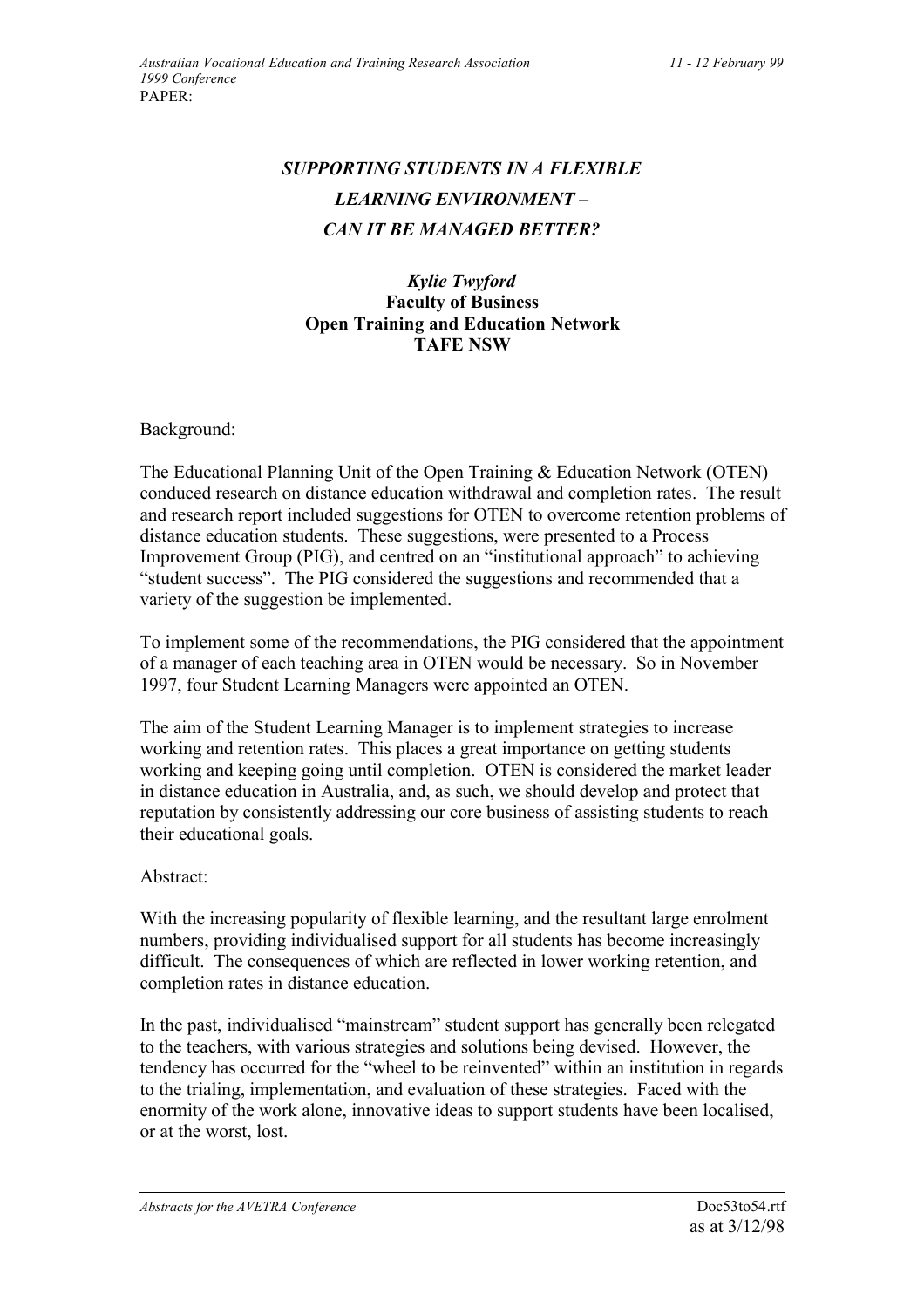PAPER:

# *SUPPORTING STUDENTS IN A FLEXIBLE LEARNING ENVIRONMENT – CAN IT BE MANAGED BETTER?*

***Kylie Twyford***
**Faculty of Business**
**Open Training and Education Network**
**TAFE NSW**

Background:

The Educational Planning Unit of the Open Training & Education Network (OTEN) conduced research on distance education withdrawal and completion rates. The result and research report included suggestions for OTEN to overcome retention problems of distance education students. These suggestions, were presented to a Process Improvement Group (PIG), and centred on an "institutional approach" to achieving "student success". The PIG considered the suggestions and recommended that a variety of the suggestion be implemented.

To implement some of the recommendations, the PIG considered that the appointment of a manager of each teaching area in OTEN would be necessary. So in November 1997, four Student Learning Managers were appointed an OTEN.

The aim of the Student Learning Manager is to implement strategies to increase working and retention rates. This places a great importance on getting students working and keeping going until completion. OTEN is considered the market leader in distance education in Australia, and, as such, we should develop and protect that reputation by consistently addressing our core business of assisting students to reach their educational goals.

Abstract:

With the increasing popularity of flexible learning, and the resultant large enrolment numbers, providing individualised support for all students has become increasingly difficult. The consequences of which are reflected in lower working retention, and completion rates in distance education.

In the past, individualised "mainstream" student support has generally been relegated to the teachers, with various strategies and solutions being devised. However, the tendency has occurred for the "wheel to be reinvented" within an institution in regards to the trialing, implementation, and evaluation of these strategies. Faced with the enormity of the work alone, innovative ideas to support students have been localised, or at the worst, lost.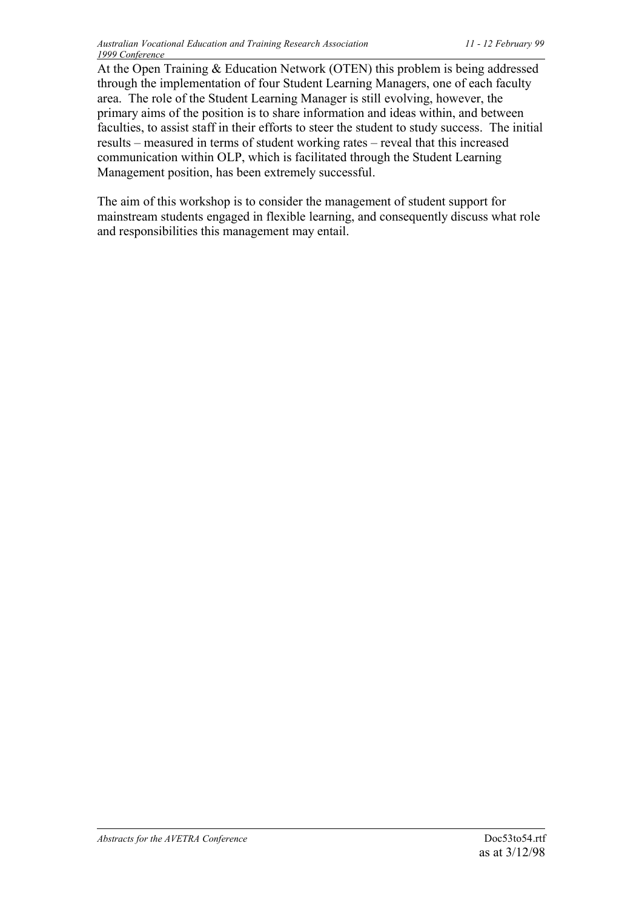At the Open Training & Education Network (OTEN) this problem is being addressed through the implementation of four Student Learning Managers, one of each faculty area. The role of the Student Learning Manager is still evolving, however, the primary aims of the position is to share information and ideas within, and between faculties, to assist staff in their efforts to steer the student to study success. The initial results – measured in terms of student working rates – reveal that this increased communication within OLP, which is facilitated through the Student Learning Management position, has been extremely successful.

The aim of this workshop is to consider the management of student support for mainstream students engaged in flexible learning, and consequently discuss what role and responsibilities this management may entail.